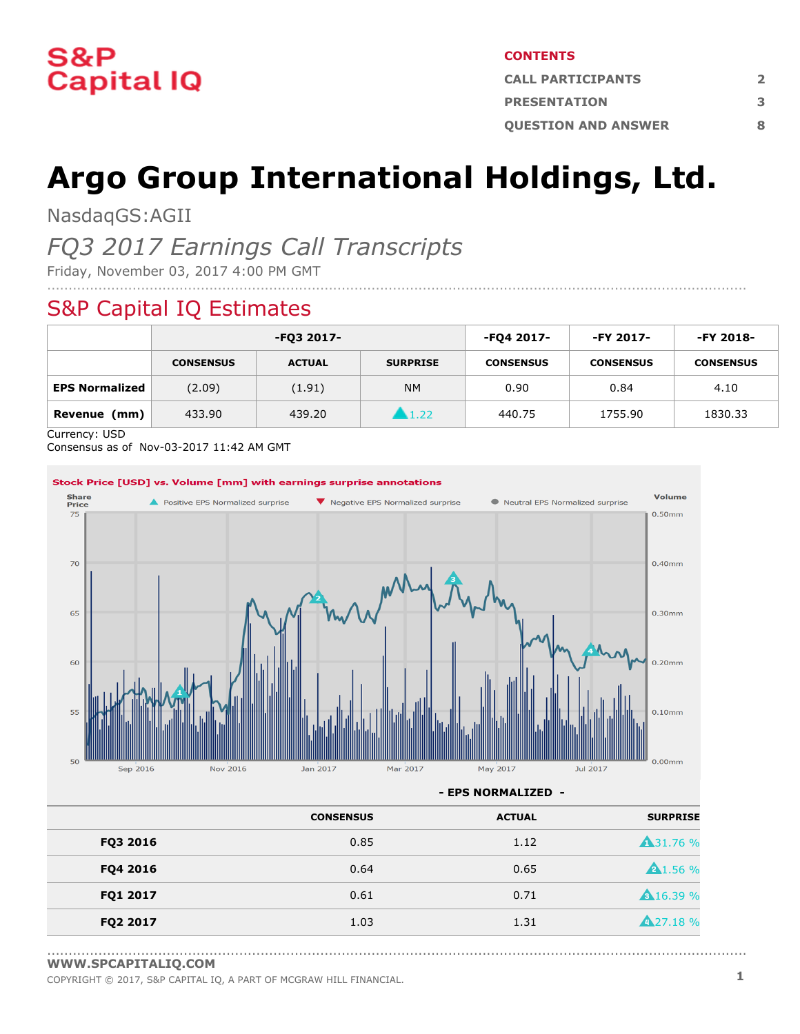# S&P Capital IQ

**CONTENTS**

| | |
|---|---|
| CALL PARTICIPANTS | 2 |
| PRESENTATION | 3 |
| QUESTION AND ANSWER | 8 |

# Argo Group International Holdings, Ltd.

NasdaqGS:AGII

*FQ3 2017 Earnings Call Transcripts*

Friday, November 03, 2017 4:00 PM GMT

## S&P Capital IQ Estimates

| | -FQ3 2017- | | | -FQ4 2017- | -FY 2017- | -FY 2018- |
|---|---|---|---|---|---|---|
| | CONSENSUS | ACTUAL | SURPRISE | CONSENSUS | CONSENSUS | CONSENSUS |
| **EPS Normalized** | (2.09) | (1.91) | NM | 0.90 | 0.84 | 4.10 |
| **Revenue (mm)** | 433.90 | 439.20 | ▲1.22 | 440.75 | 1755.90 | 1830.33 |

Currency: USD
Consensus as of Nov-03-2017 11:42 AM GMT

**Stock Price [USD] vs. Volume [mm] with earnings surprise annotations**

| | - EPS NORMALIZED - | | |
|---|---|---|---|
| | CONSENSUS | ACTUAL | SURPRISE |
| **FQ3 2016** | 0.85 | 1.12 | ▲31.76 % |
| **FQ4 2016** | 0.64 | 0.65 | ▲1.56 % |
| **FQ1 2017** | 0.61 | 0.71 | ▲16.39 % |
| **FQ2 2017** | 1.03 | 1.31 | ▲27.18 % |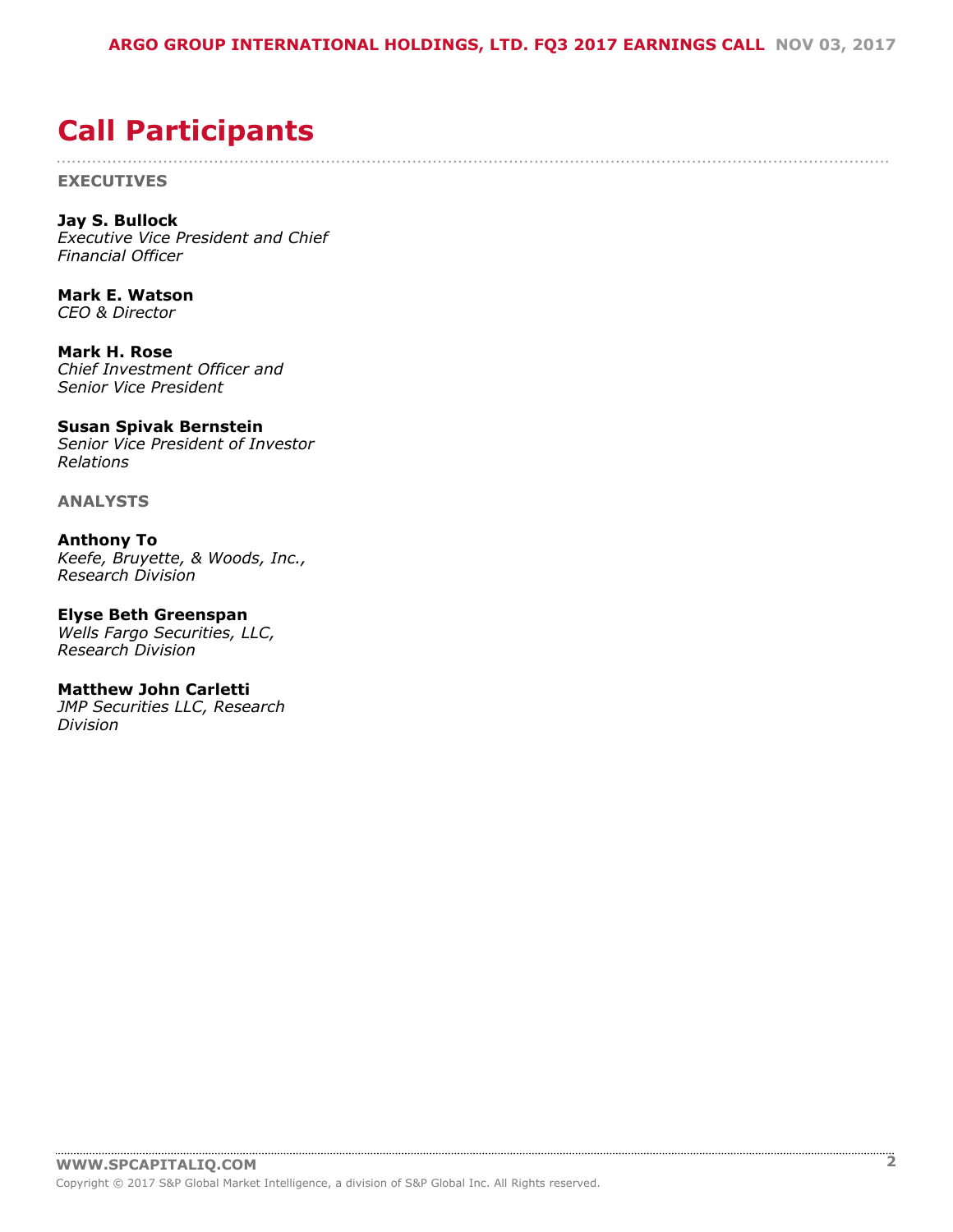# Call Participants

**EXECUTIVES**

**Jay S. Bullock**
*Executive Vice President and Chief Financial Officer*

**Mark E. Watson**
*CEO & Director*

**Mark H. Rose**
*Chief Investment Officer and Senior Vice President*

**Susan Spivak Bernstein**
*Senior Vice President of Investor Relations*

**ANALYSTS**

**Anthony To**
*Keefe, Bruyette, & Woods, Inc., Research Division*

**Elyse Beth Greenspan**
*Wells Fargo Securities, LLC, Research Division*

**Matthew John Carletti**
*JMP Securities LLC, Research Division*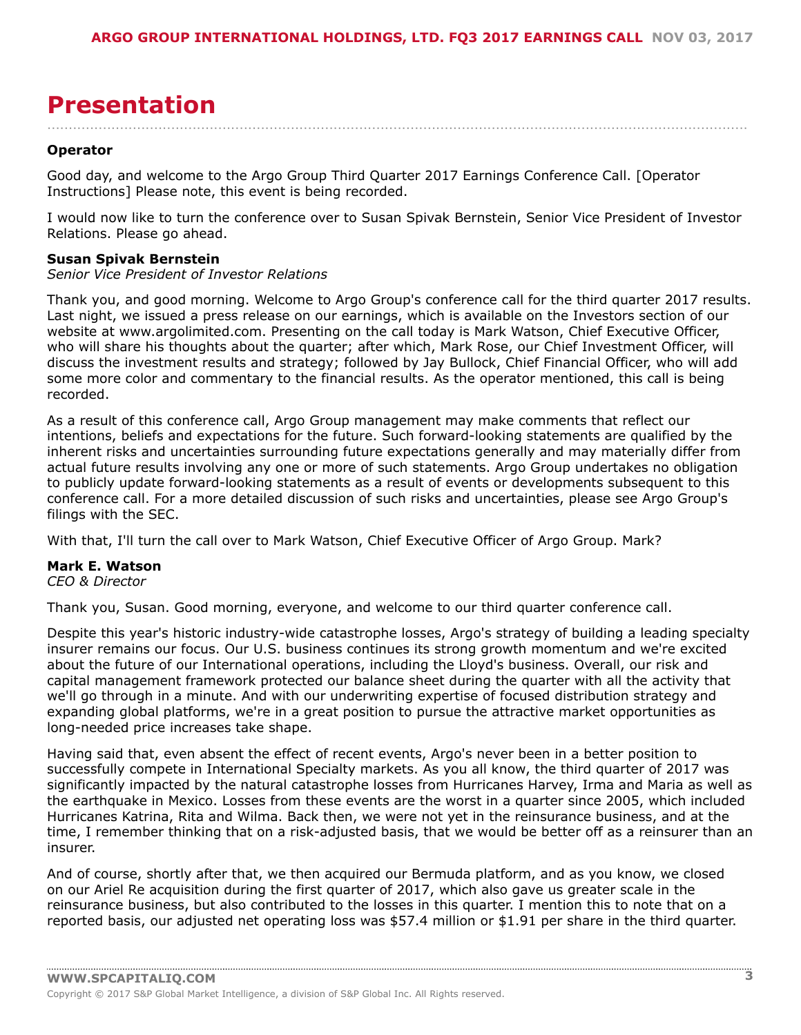# Presentation

**Operator**

Good day, and welcome to the Argo Group Third Quarter 2017 Earnings Conference Call. [Operator Instructions] Please note, this event is being recorded.

I would now like to turn the conference over to Susan Spivak Bernstein, Senior Vice President of Investor Relations. Please go ahead.

**Susan Spivak Bernstein**
*Senior Vice President of Investor Relations*

Thank you, and good morning. Welcome to Argo Group's conference call for the third quarter 2017 results. Last night, we issued a press release on our earnings, which is available on the Investors section of our website at www.argolimited.com. Presenting on the call today is Mark Watson, Chief Executive Officer, who will share his thoughts about the quarter; after which, Mark Rose, our Chief Investment Officer, will discuss the investment results and strategy; followed by Jay Bullock, Chief Financial Officer, who will add some more color and commentary to the financial results. As the operator mentioned, this call is being recorded.

As a result of this conference call, Argo Group management may make comments that reflect our intentions, beliefs and expectations for the future. Such forward-looking statements are qualified by the inherent risks and uncertainties surrounding future expectations generally and may materially differ from actual future results involving any one or more of such statements. Argo Group undertakes no obligation to publicly update forward-looking statements as a result of events or developments subsequent to this conference call. For a more detailed discussion of such risks and uncertainties, please see Argo Group's filings with the SEC.

With that, I'll turn the call over to Mark Watson, Chief Executive Officer of Argo Group. Mark?

**Mark E. Watson**
*CEO & Director*

Thank you, Susan. Good morning, everyone, and welcome to our third quarter conference call.

Despite this year's historic industry-wide catastrophe losses, Argo's strategy of building a leading specialty insurer remains our focus. Our U.S. business continues its strong growth momentum and we're excited about the future of our International operations, including the Lloyd's business. Overall, our risk and capital management framework protected our balance sheet during the quarter with all the activity that we'll go through in a minute. And with our underwriting expertise of focused distribution strategy and expanding global platforms, we're in a great position to pursue the attractive market opportunities as long-needed price increases take shape.

Having said that, even absent the effect of recent events, Argo's never been in a better position to successfully compete in International Specialty markets. As you all know, the third quarter of 2017 was significantly impacted by the natural catastrophe losses from Hurricanes Harvey, Irma and Maria as well as the earthquake in Mexico. Losses from these events are the worst in a quarter since 2005, which included Hurricanes Katrina, Rita and Wilma. Back then, we were not yet in the reinsurance business, and at the time, I remember thinking that on a risk-adjusted basis, that we would be better off as a reinsurer than an insurer.

And of course, shortly after that, we then acquired our Bermuda platform, and as you know, we closed on our Ariel Re acquisition during the first quarter of 2017, which also gave us greater scale in the reinsurance business, but also contributed to the losses in this quarter. I mention this to note that on a reported basis, our adjusted net operating loss was $57.4 million or $1.91 per share in the third quarter.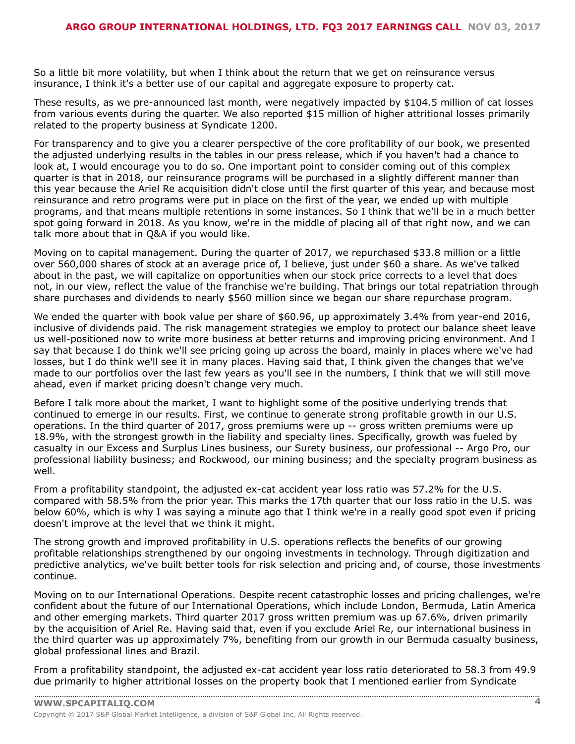So a little bit more volatility, but when I think about the return that we get on reinsurance versus insurance, I think it's a better use of our capital and aggregate exposure to property cat.

These results, as we pre-announced last month, were negatively impacted by $104.5 million of cat losses from various events during the quarter. We also reported $15 million of higher attritional losses primarily related to the property business at Syndicate 1200.

For transparency and to give you a clearer perspective of the core profitability of our book, we presented the adjusted underlying results in the tables in our press release, which if you haven't had a chance to look at, I would encourage you to do so. One important point to consider coming out of this complex quarter is that in 2018, our reinsurance programs will be purchased in a slightly different manner than this year because the Ariel Re acquisition didn't close until the first quarter of this year, and because most reinsurance and retro programs were put in place on the first of the year, we ended up with multiple programs, and that means multiple retentions in some instances. So I think that we'll be in a much better spot going forward in 2018. As you know, we're in the middle of placing all of that right now, and we can talk more about that in Q&A if you would like.

Moving on to capital management. During the quarter of 2017, we repurchased $33.8 million or a little over 560,000 shares of stock at an average price of, I believe, just under $60 a share. As we've talked about in the past, we will capitalize on opportunities when our stock price corrects to a level that does not, in our view, reflect the value of the franchise we're building. That brings our total repatriation through share purchases and dividends to nearly $560 million since we began our share repurchase program.

We ended the quarter with book value per share of $60.96, up approximately 3.4% from year-end 2016, inclusive of dividends paid. The risk management strategies we employ to protect our balance sheet leave us well-positioned now to write more business at better returns and improving pricing environment. And I say that because I do think we'll see pricing going up across the board, mainly in places where we've had losses, but I do think we'll see it in many places. Having said that, I think given the changes that we've made to our portfolios over the last few years as you'll see in the numbers, I think that we will still move ahead, even if market pricing doesn't change very much.

Before I talk more about the market, I want to highlight some of the positive underlying trends that continued to emerge in our results. First, we continue to generate strong profitable growth in our U.S. operations. In the third quarter of 2017, gross premiums were up -- gross written premiums were up 18.9%, with the strongest growth in the liability and specialty lines. Specifically, growth was fueled by casualty in our Excess and Surplus Lines business, our Surety business, our professional -- Argo Pro, our professional liability business; and Rockwood, our mining business; and the specialty program business as well.

From a profitability standpoint, the adjusted ex-cat accident year loss ratio was 57.2% for the U.S. compared with 58.5% from the prior year. This marks the 17th quarter that our loss ratio in the U.S. was below 60%, which is why I was saying a minute ago that I think we're in a really good spot even if pricing doesn't improve at the level that we think it might.

The strong growth and improved profitability in U.S. operations reflects the benefits of our growing profitable relationships strengthened by our ongoing investments in technology. Through digitization and predictive analytics, we've built better tools for risk selection and pricing and, of course, those investments continue.

Moving on to our International Operations. Despite recent catastrophic losses and pricing challenges, we're confident about the future of our International Operations, which include London, Bermuda, Latin America and other emerging markets. Third quarter 2017 gross written premium was up 67.6%, driven primarily by the acquisition of Ariel Re. Having said that, even if you exclude Ariel Re, our international business in the third quarter was up approximately 7%, benefiting from our growth in our Bermuda casualty business, global professional lines and Brazil.

From a profitability standpoint, the adjusted ex-cat accident year loss ratio deteriorated to 58.3 from 49.9 due primarily to higher attritional losses on the property book that I mentioned earlier from Syndicate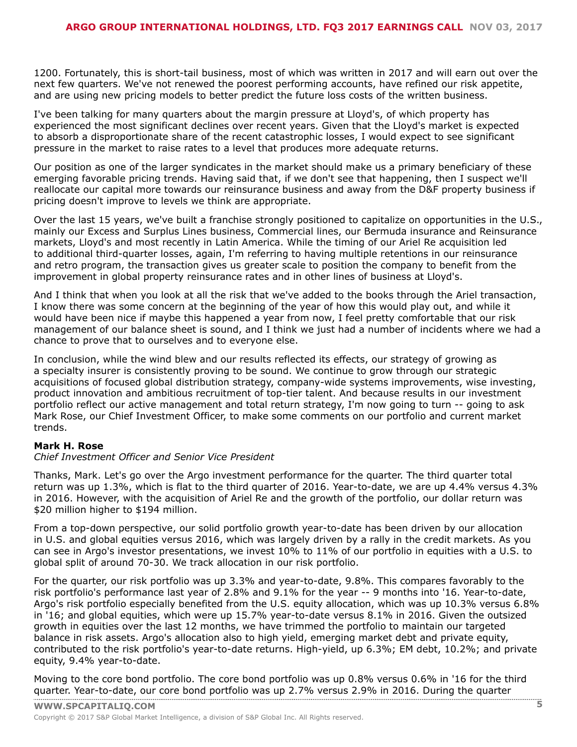1200. Fortunately, this is short-tail business, most of which was written in 2017 and will earn out over the next few quarters. We've not renewed the poorest performing accounts, have refined our risk appetite, and are using new pricing models to better predict the future loss costs of the written business.

I've been talking for many quarters about the margin pressure at Lloyd's, of which property has experienced the most significant declines over recent years. Given that the Lloyd's market is expected to absorb a disproportionate share of the recent catastrophic losses, I would expect to see significant pressure in the market to raise rates to a level that produces more adequate returns.

Our position as one of the larger syndicates in the market should make us a primary beneficiary of these emerging favorable pricing trends. Having said that, if we don't see that happening, then I suspect we'll reallocate our capital more towards our reinsurance business and away from the D&F property business if pricing doesn't improve to levels we think are appropriate.

Over the last 15 years, we've built a franchise strongly positioned to capitalize on opportunities in the U.S., mainly our Excess and Surplus Lines business, Commercial lines, our Bermuda insurance and Reinsurance markets, Lloyd's and most recently in Latin America. While the timing of our Ariel Re acquisition led to additional third-quarter losses, again, I'm referring to having multiple retentions in our reinsurance and retro program, the transaction gives us greater scale to position the company to benefit from the improvement in global property reinsurance rates and in other lines of business at Lloyd's.

And I think that when you look at all the risk that we've added to the books through the Ariel transaction, I know there was some concern at the beginning of the year of how this would play out, and while it would have been nice if maybe this happened a year from now, I feel pretty comfortable that our risk management of our balance sheet is sound, and I think we just had a number of incidents where we had a chance to prove that to ourselves and to everyone else.

In conclusion, while the wind blew and our results reflected its effects, our strategy of growing as a specialty insurer is consistently proving to be sound. We continue to grow through our strategic acquisitions of focused global distribution strategy, company-wide systems improvements, wise investing, product innovation and ambitious recruitment of top-tier talent. And because results in our investment portfolio reflect our active management and total return strategy, I'm now going to turn -- going to ask Mark Rose, our Chief Investment Officer, to make some comments on our portfolio and current market trends.

**Mark H. Rose**

*Chief Investment Officer and Senior Vice President*

Thanks, Mark. Let's go over the Argo investment performance for the quarter. The third quarter total return was up 1.3%, which is flat to the third quarter of 2016. Year-to-date, we are up 4.4% versus 4.3% in 2016. However, with the acquisition of Ariel Re and the growth of the portfolio, our dollar return was $20 million higher to $194 million.

From a top-down perspective, our solid portfolio growth year-to-date has been driven by our allocation in U.S. and global equities versus 2016, which was largely driven by a rally in the credit markets. As you can see in Argo's investor presentations, we invest 10% to 11% of our portfolio in equities with a U.S. to global split of around 70-30. We track allocation in our risk portfolio.

For the quarter, our risk portfolio was up 3.3% and year-to-date, 9.8%. This compares favorably to the risk portfolio's performance last year of 2.8% and 9.1% for the year -- 9 months into '16. Year-to-date, Argo's risk portfolio especially benefited from the U.S. equity allocation, which was up 10.3% versus 6.8% in '16; and global equities, which were up 15.7% year-to-date versus 8.1% in 2016. Given the outsized growth in equities over the last 12 months, we have trimmed the portfolio to maintain our targeted balance in risk assets. Argo's allocation also to high yield, emerging market debt and private equity, contributed to the risk portfolio's year-to-date returns. High-yield, up 6.3%; EM debt, 10.2%; and private equity, 9.4% year-to-date.

Moving to the core bond portfolio. The core bond portfolio was up 0.8% versus 0.6% in '16 for the third quarter. Year-to-date, our core bond portfolio was up 2.7% versus 2.9% in 2016. During the quarter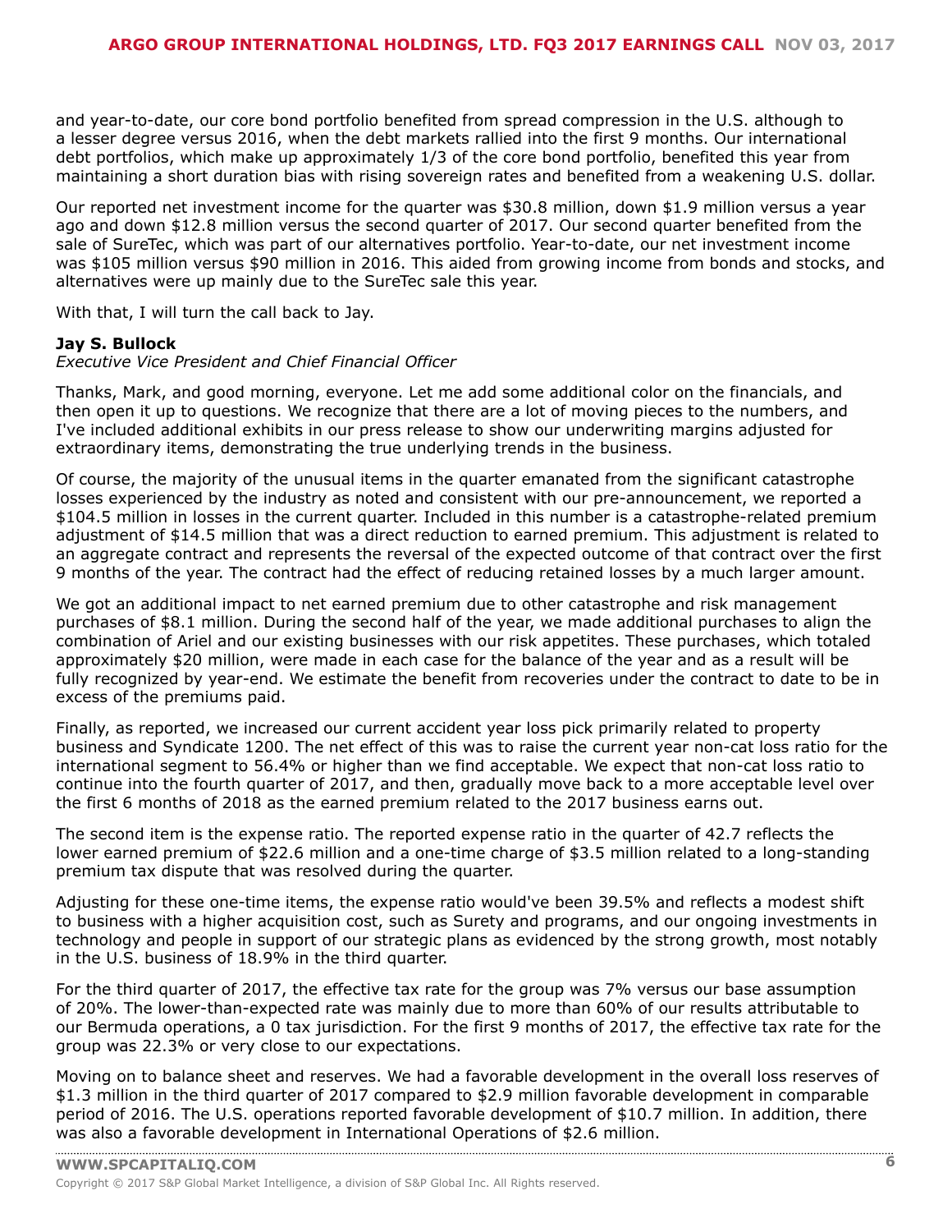and year-to-date, our core bond portfolio benefited from spread compression in the U.S. although to a lesser degree versus 2016, when the debt markets rallied into the first 9 months. Our international debt portfolios, which make up approximately 1/3 of the core bond portfolio, benefited this year from maintaining a short duration bias with rising sovereign rates and benefited from a weakening U.S. dollar.

Our reported net investment income for the quarter was $30.8 million, down $1.9 million versus a year ago and down $12.8 million versus the second quarter of 2017. Our second quarter benefited from the sale of SureTec, which was part of our alternatives portfolio. Year-to-date, our net investment income was $105 million versus $90 million in 2016. This aided from growing income from bonds and stocks, and alternatives were up mainly due to the SureTec sale this year.

With that, I will turn the call back to Jay.

**Jay S. Bullock**
*Executive Vice President and Chief Financial Officer*

Thanks, Mark, and good morning, everyone. Let me add some additional color on the financials, and then open it up to questions. We recognize that there are a lot of moving pieces to the numbers, and I've included additional exhibits in our press release to show our underwriting margins adjusted for extraordinary items, demonstrating the true underlying trends in the business.

Of course, the majority of the unusual items in the quarter emanated from the significant catastrophe losses experienced by the industry as noted and consistent with our pre-announcement, we reported a $104.5 million in losses in the current quarter. Included in this number is a catastrophe-related premium adjustment of $14.5 million that was a direct reduction to earned premium. This adjustment is related to an aggregate contract and represents the reversal of the expected outcome of that contract over the first 9 months of the year. The contract had the effect of reducing retained losses by a much larger amount.

We got an additional impact to net earned premium due to other catastrophe and risk management purchases of $8.1 million. During the second half of the year, we made additional purchases to align the combination of Ariel and our existing businesses with our risk appetites. These purchases, which totaled approximately $20 million, were made in each case for the balance of the year and as a result will be fully recognized by year-end. We estimate the benefit from recoveries under the contract to date to be in excess of the premiums paid.

Finally, as reported, we increased our current accident year loss pick primarily related to property business and Syndicate 1200. The net effect of this was to raise the current year non-cat loss ratio for the international segment to 56.4% or higher than we find acceptable. We expect that non-cat loss ratio to continue into the fourth quarter of 2017, and then, gradually move back to a more acceptable level over the first 6 months of 2018 as the earned premium related to the 2017 business earns out.

The second item is the expense ratio. The reported expense ratio in the quarter of 42.7 reflects the lower earned premium of $22.6 million and a one-time charge of $3.5 million related to a long-standing premium tax dispute that was resolved during the quarter.

Adjusting for these one-time items, the expense ratio would've been 39.5% and reflects a modest shift to business with a higher acquisition cost, such as Surety and programs, and our ongoing investments in technology and people in support of our strategic plans as evidenced by the strong growth, most notably in the U.S. business of 18.9% in the third quarter.

For the third quarter of 2017, the effective tax rate for the group was 7% versus our base assumption of 20%. The lower-than-expected rate was mainly due to more than 60% of our results attributable to our Bermuda operations, a 0 tax jurisdiction. For the first 9 months of 2017, the effective tax rate for the group was 22.3% or very close to our expectations.

Moving on to balance sheet and reserves. We had a favorable development in the overall loss reserves of $1.3 million in the third quarter of 2017 compared to $2.9 million favorable development in comparable period of 2016. The U.S. operations reported favorable development of $10.7 million. In addition, there was also a favorable development in International Operations of $2.6 million.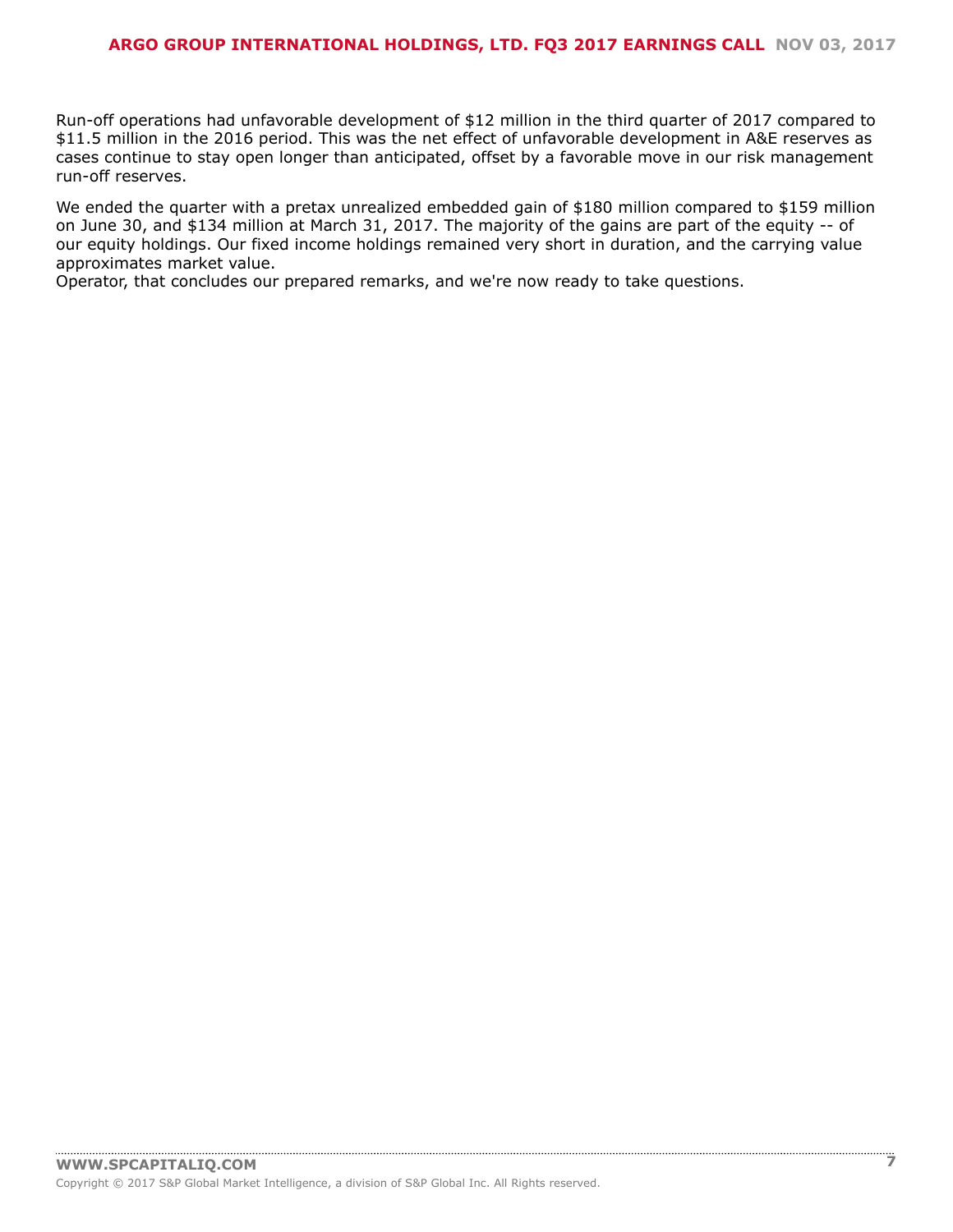Run-off operations had unfavorable development of $12 million in the third quarter of 2017 compared to $11.5 million in the 2016 period. This was the net effect of unfavorable development in A&E reserves as cases continue to stay open longer than anticipated, offset by a favorable move in our risk management run-off reserves.

We ended the quarter with a pretax unrealized embedded gain of $180 million compared to $159 million on June 30, and $134 million at March 31, 2017. The majority of the gains are part of the equity -- of our equity holdings. Our fixed income holdings remained very short in duration, and the carrying value approximates market value.
Operator, that concludes our prepared remarks, and we're now ready to take questions.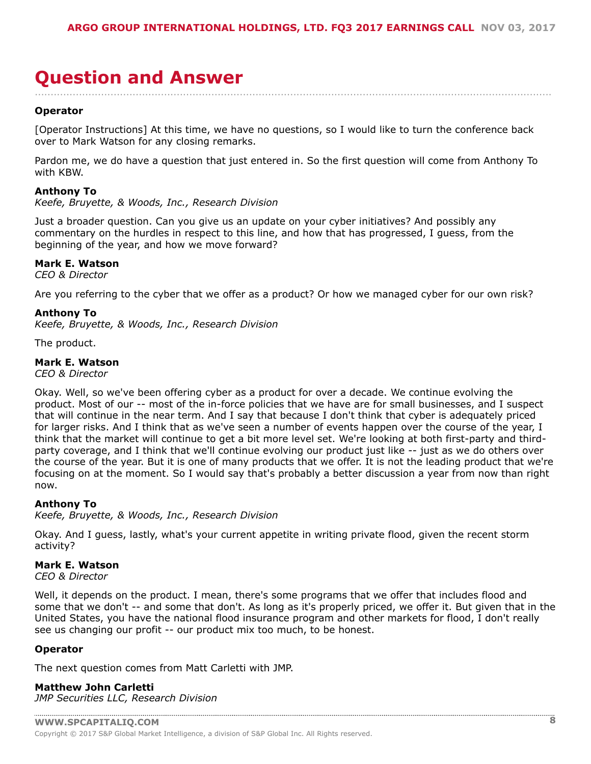# Question and Answer

**Operator**

[Operator Instructions] At this time, we have no questions, so I would like to turn the conference back over to Mark Watson for any closing remarks.

Pardon me, we do have a question that just entered in. So the first question will come from Anthony To with KBW.

**Anthony To**
*Keefe, Bruyette, & Woods, Inc., Research Division*

Just a broader question. Can you give us an update on your cyber initiatives? And possibly any commentary on the hurdles in respect to this line, and how that has progressed, I guess, from the beginning of the year, and how we move forward?

**Mark E. Watson**
*CEO & Director*

Are you referring to the cyber that we offer as a product? Or how we managed cyber for our own risk?

**Anthony To**
*Keefe, Bruyette, & Woods, Inc., Research Division*

The product.

**Mark E. Watson**
*CEO & Director*

Okay. Well, so we've been offering cyber as a product for over a decade. We continue evolving the product. Most of our -- most of the in-force policies that we have are for small businesses, and I suspect that will continue in the near term. And I say that because I don't think that cyber is adequately priced for larger risks. And I think that as we've seen a number of events happen over the course of the year, I think that the market will continue to get a bit more level set. We're looking at both first-party and third-party coverage, and I think that we'll continue evolving our product just like -- just as we do others over the course of the year. But it is one of many products that we offer. It is not the leading product that we're focusing on at the moment. So I would say that's probably a better discussion a year from now than right now.

**Anthony To**
*Keefe, Bruyette, & Woods, Inc., Research Division*

Okay. And I guess, lastly, what's your current appetite in writing private flood, given the recent storm activity?

**Mark E. Watson**
*CEO & Director*

Well, it depends on the product. I mean, there's some programs that we offer that includes flood and some that we don't -- and some that don't. As long as it's properly priced, we offer it. But given that in the United States, you have the national flood insurance program and other markets for flood, I don't really see us changing our profit -- our product mix too much, to be honest.

**Operator**

The next question comes from Matt Carletti with JMP.

**Matthew John Carletti**
*JMP Securities LLC, Research Division*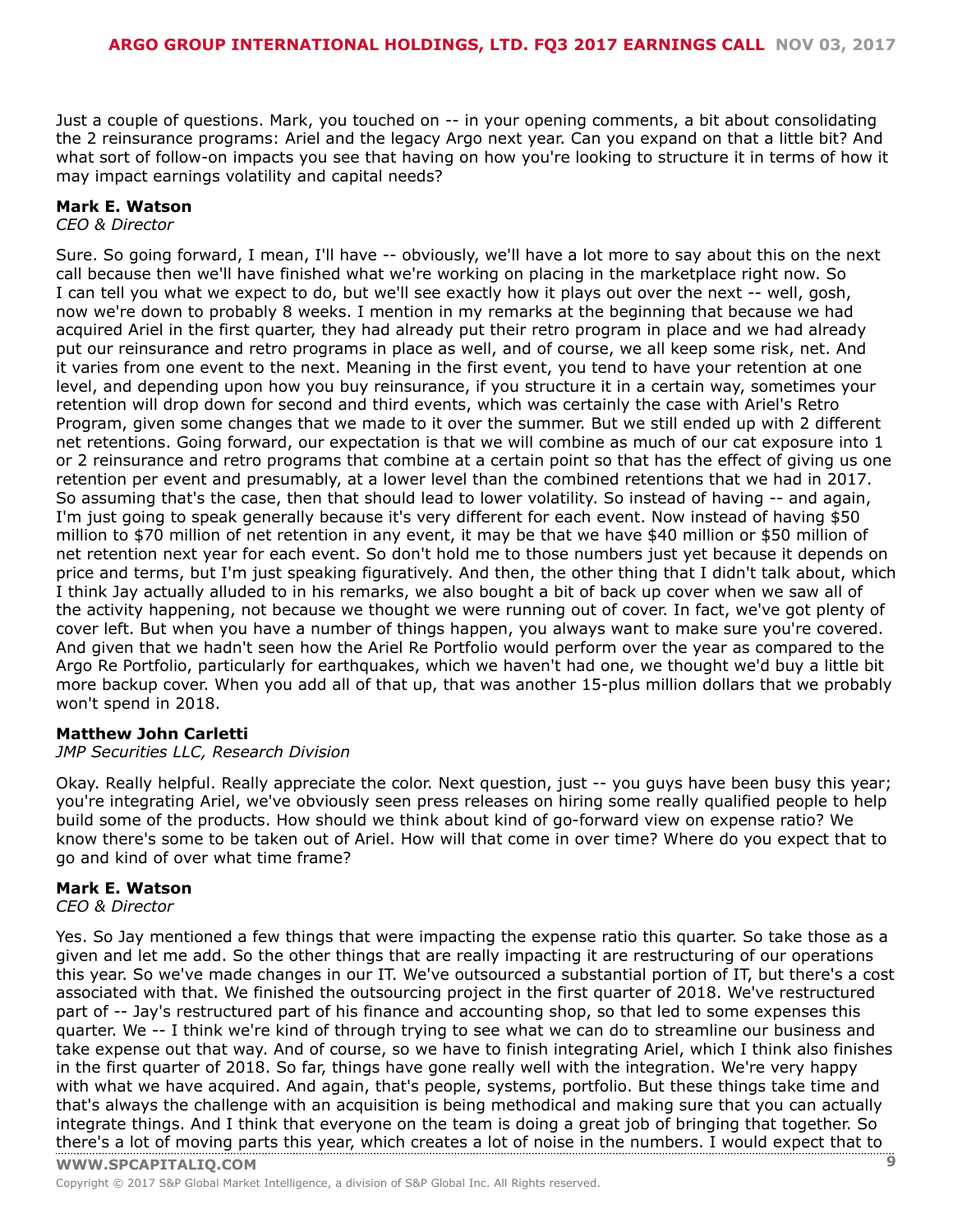Just a couple of questions. Mark, you touched on -- in your opening comments, a bit about consolidating the 2 reinsurance programs: Ariel and the legacy Argo next year. Can you expand on that a little bit? And what sort of follow-on impacts you see that having on how you're looking to structure it in terms of how it may impact earnings volatility and capital needs?

**Mark E. Watson**
*CEO & Director*

Sure. So going forward, I mean, I'll have -- obviously, we'll have a lot more to say about this on the next call because then we'll have finished what we're working on placing in the marketplace right now. So I can tell you what we expect to do, but we'll see exactly how it plays out over the next -- well, gosh, now we're down to probably 8 weeks. I mention in my remarks at the beginning that because we had acquired Ariel in the first quarter, they had already put their retro program in place and we had already put our reinsurance and retro programs in place as well, and of course, we all keep some risk, net. And it varies from one event to the next. Meaning in the first event, you tend to have your retention at one level, and depending upon how you buy reinsurance, if you structure it in a certain way, sometimes your retention will drop down for second and third events, which was certainly the case with Ariel's Retro Program, given some changes that we made to it over the summer. But we still ended up with 2 different net retentions. Going forward, our expectation is that we will combine as much of our cat exposure into 1 or 2 reinsurance and retro programs that combine at a certain point so that has the effect of giving us one retention per event and presumably, at a lower level than the combined retentions that we had in 2017. So assuming that's the case, then that should lead to lower volatility. So instead of having -- and again, I'm just going to speak generally because it's very different for each event. Now instead of having $50 million to $70 million of net retention in any event, it may be that we have $40 million or $50 million of net retention next year for each event. So don't hold me to those numbers just yet because it depends on price and terms, but I'm just speaking figuratively. And then, the other thing that I didn't talk about, which I think Jay actually alluded to in his remarks, we also bought a bit of back up cover when we saw all of the activity happening, not because we thought we were running out of cover. In fact, we've got plenty of cover left. But when you have a number of things happen, you always want to make sure you're covered. And given that we hadn't seen how the Ariel Re Portfolio would perform over the year as compared to the Argo Re Portfolio, particularly for earthquakes, which we haven't had one, we thought we'd buy a little bit more backup cover. When you add all of that up, that was another 15-plus million dollars that we probably won't spend in 2018.

**Matthew John Carletti**
*JMP Securities LLC, Research Division*

Okay. Really helpful. Really appreciate the color. Next question, just -- you guys have been busy this year; you're integrating Ariel, we've obviously seen press releases on hiring some really qualified people to help build some of the products. How should we think about kind of go-forward view on expense ratio? We know there's some to be taken out of Ariel. How will that come in over time? Where do you expect that to go and kind of over what time frame?

**Mark E. Watson**
*CEO & Director*

Yes. So Jay mentioned a few things that were impacting the expense ratio this quarter. So take those as a given and let me add. So the other things that are really impacting it are restructuring of our operations this year. So we've made changes in our IT. We've outsourced a substantial portion of IT, but there's a cost associated with that. We finished the outsourcing project in the first quarter of 2018. We've restructured part of -- Jay's restructured part of his finance and accounting shop, so that led to some expenses this quarter. We -- I think we're kind of through trying to see what we can do to streamline our business and take expense out that way. And of course, so we have to finish integrating Ariel, which I think also finishes in the first quarter of 2018. So far, things have gone really well with the integration. We're very happy with what we have acquired. And again, that's people, systems, portfolio. But these things take time and that's always the challenge with an acquisition is being methodical and making sure that you can actually integrate things. And I think that everyone on the team is doing a great job of bringing that together. So there's a lot of moving parts this year, which creates a lot of noise in the numbers. I would expect that to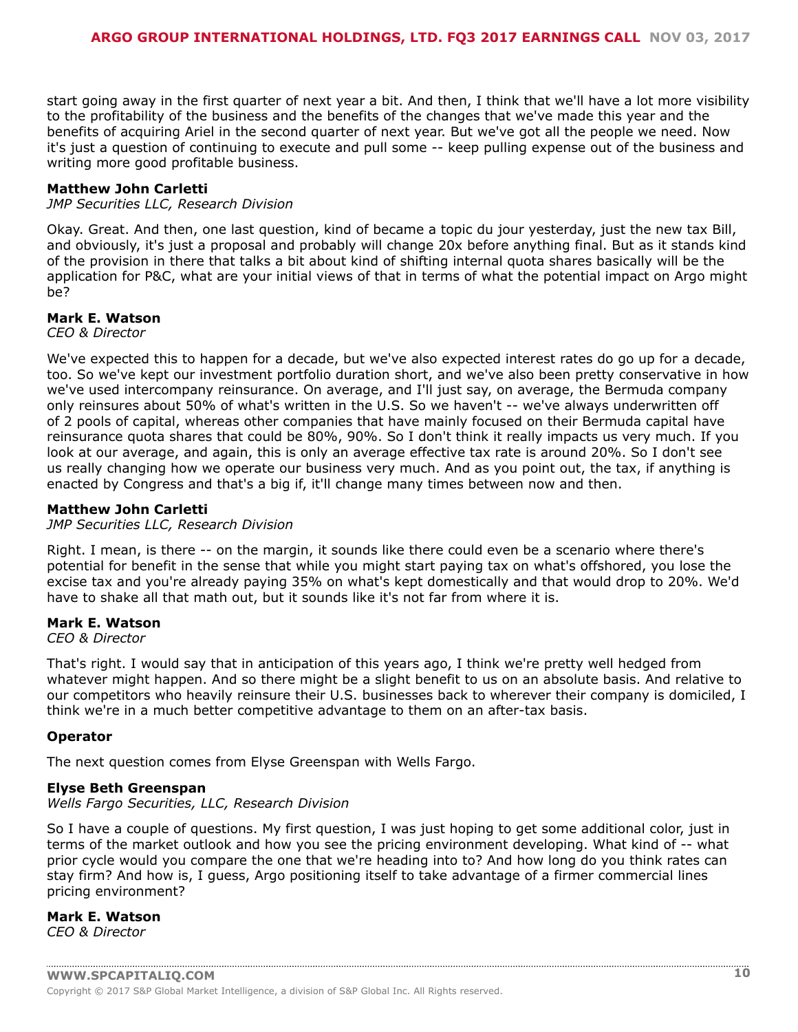start going away in the first quarter of next year a bit. And then, I think that we'll have a lot more visibility to the profitability of the business and the benefits of the changes that we've made this year and the benefits of acquiring Ariel in the second quarter of next year. But we've got all the people we need. Now it's just a question of continuing to execute and pull some -- keep pulling expense out of the business and writing more good profitable business.

**Matthew John Carletti**
*JMP Securities LLC, Research Division*

Okay. Great. And then, one last question, kind of became a topic du jour yesterday, just the new tax Bill, and obviously, it's just a proposal and probably will change 20x before anything final. But as it stands kind of the provision in there that talks a bit about kind of shifting internal quota shares basically will be the application for P&C, what are your initial views of that in terms of what the potential impact on Argo might be?

**Mark E. Watson**
*CEO & Director*

We've expected this to happen for a decade, but we've also expected interest rates do go up for a decade, too. So we've kept our investment portfolio duration short, and we've also been pretty conservative in how we've used intercompany reinsurance. On average, and I'll just say, on average, the Bermuda company only reinsures about 50% of what's written in the U.S. So we haven't -- we've always underwritten off of 2 pools of capital, whereas other companies that have mainly focused on their Bermuda capital have reinsurance quota shares that could be 80%, 90%. So I don't think it really impacts us very much. If you look at our average, and again, this is only an average effective tax rate is around 20%. So I don't see us really changing how we operate our business very much. And as you point out, the tax, if anything is enacted by Congress and that's a big if, it'll change many times between now and then.

**Matthew John Carletti**
*JMP Securities LLC, Research Division*

Right. I mean, is there -- on the margin, it sounds like there could even be a scenario where there's potential for benefit in the sense that while you might start paying tax on what's offshored, you lose the excise tax and you're already paying 35% on what's kept domestically and that would drop to 20%. We'd have to shake all that math out, but it sounds like it's not far from where it is.

**Mark E. Watson**
*CEO & Director*

That's right. I would say that in anticipation of this years ago, I think we're pretty well hedged from whatever might happen. And so there might be a slight benefit to us on an absolute basis. And relative to our competitors who heavily reinsure their U.S. businesses back to wherever their company is domiciled, I think we're in a much better competitive advantage to them on an after-tax basis.

**Operator**

The next question comes from Elyse Greenspan with Wells Fargo.

**Elyse Beth Greenspan**
*Wells Fargo Securities, LLC, Research Division*

So I have a couple of questions. My first question, I was just hoping to get some additional color, just in terms of the market outlook and how you see the pricing environment developing. What kind of -- what prior cycle would you compare the one that we're heading into to? And how long do you think rates can stay firm? And how is, I guess, Argo positioning itself to take advantage of a firmer commercial lines pricing environment?

**Mark E. Watson**
*CEO & Director*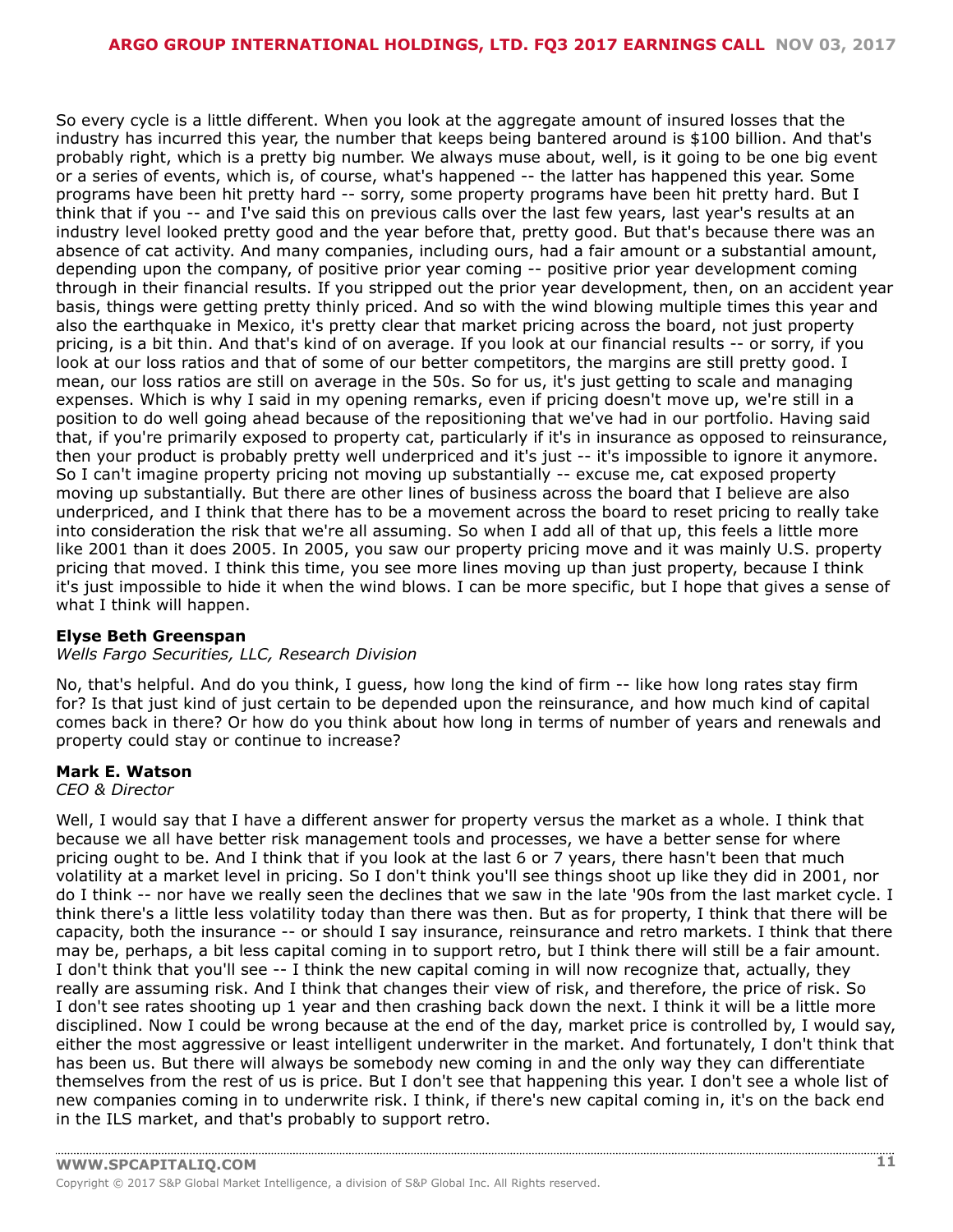So every cycle is a little different. When you look at the aggregate amount of insured losses that the industry has incurred this year, the number that keeps being bantered around is $100 billion. And that's probably right, which is a pretty big number. We always muse about, well, is it going to be one big event or a series of events, which is, of course, what's happened -- the latter has happened this year. Some programs have been hit pretty hard -- sorry, some property programs have been hit pretty hard. But I think that if you -- and I've said this on previous calls over the last few years, last year's results at an industry level looked pretty good and the year before that, pretty good. But that's because there was an absence of cat activity. And many companies, including ours, had a fair amount or a substantial amount, depending upon the company, of positive prior year coming -- positive prior year development coming through in their financial results. If you stripped out the prior year development, then, on an accident year basis, things were getting pretty thinly priced. And so with the wind blowing multiple times this year and also the earthquake in Mexico, it's pretty clear that market pricing across the board, not just property pricing, is a bit thin. And that's kind of on average. If you look at our financial results -- or sorry, if you look at our loss ratios and that of some of our better competitors, the margins are still pretty good. I mean, our loss ratios are still on average in the 50s. So for us, it's just getting to scale and managing expenses. Which is why I said in my opening remarks, even if pricing doesn't move up, we're still in a position to do well going ahead because of the repositioning that we've had in our portfolio. Having said that, if you're primarily exposed to property cat, particularly if it's in insurance as opposed to reinsurance, then your product is probably pretty well underpriced and it's just -- it's impossible to ignore it anymore. So I can't imagine property pricing not moving up substantially -- excuse me, cat exposed property moving up substantially. But there are other lines of business across the board that I believe are also underpriced, and I think that there has to be a movement across the board to reset pricing to really take into consideration the risk that we're all assuming. So when I add all of that up, this feels a little more like 2001 than it does 2005. In 2005, you saw our property pricing move and it was mainly U.S. property pricing that moved. I think this time, you see more lines moving up than just property, because I think it's just impossible to hide it when the wind blows. I can be more specific, but I hope that gives a sense of what I think will happen.

**Elyse Beth Greenspan**
*Wells Fargo Securities, LLC, Research Division*

No, that's helpful. And do you think, I guess, how long the kind of firm -- like how long rates stay firm for? Is that just kind of just certain to be depended upon the reinsurance, and how much kind of capital comes back in there? Or how do you think about how long in terms of number of years and renewals and property could stay or continue to increase?

**Mark E. Watson**
*CEO & Director*

Well, I would say that I have a different answer for property versus the market as a whole. I think that because we all have better risk management tools and processes, we have a better sense for where pricing ought to be. And I think that if you look at the last 6 or 7 years, there hasn't been that much volatility at a market level in pricing. So I don't think you'll see things shoot up like they did in 2001, nor do I think -- nor have we really seen the declines that we saw in the late '90s from the last market cycle. I think there's a little less volatility today than there was then. But as for property, I think that there will be capacity, both the insurance -- or should I say insurance, reinsurance and retro markets. I think that there may be, perhaps, a bit less capital coming in to support retro, but I think there will still be a fair amount. I don't think that you'll see -- I think the new capital coming in will now recognize that, actually, they really are assuming risk. And I think that changes their view of risk, and therefore, the price of risk. So I don't see rates shooting up 1 year and then crashing back down the next. I think it will be a little more disciplined. Now I could be wrong because at the end of the day, market price is controlled by, I would say, either the most aggressive or least intelligent underwriter in the market. And fortunately, I don't think that has been us. But there will always be somebody new coming in and the only way they can differentiate themselves from the rest of us is price. But I don't see that happening this year. I don't see a whole list of new companies coming in to underwrite risk. I think, if there's new capital coming in, it's on the back end in the ILS market, and that's probably to support retro.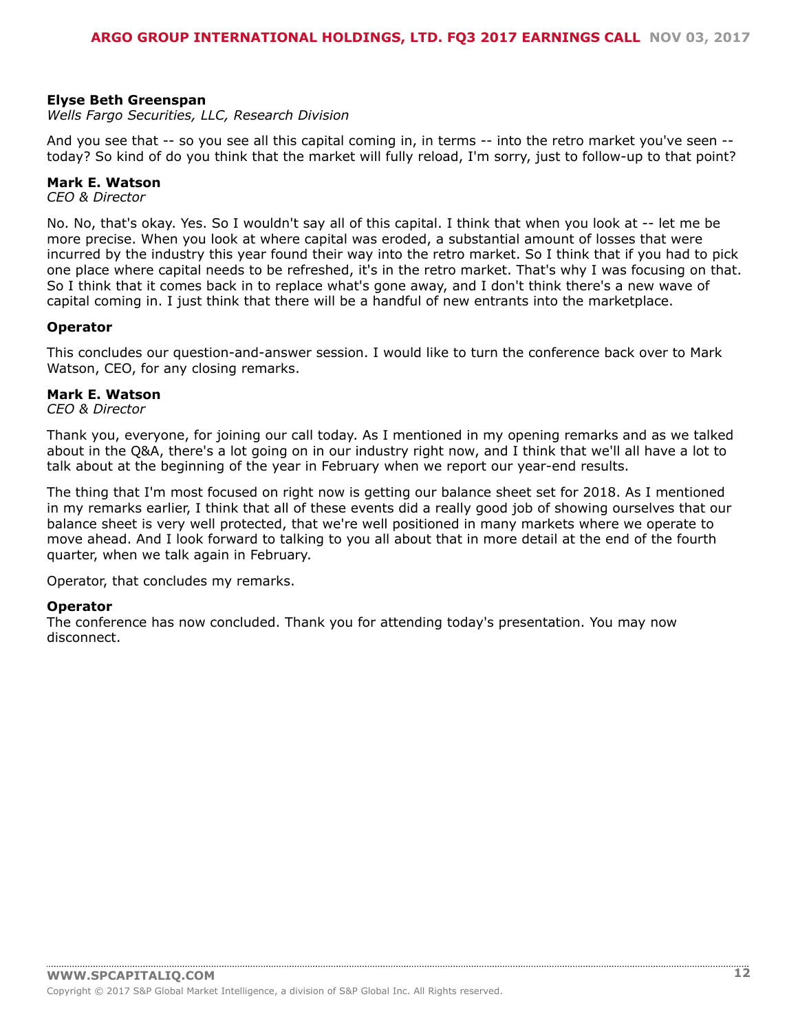**Elyse Beth Greenspan**
*Wells Fargo Securities, LLC, Research Division*

And you see that -- so you see all this capital coming in, in terms -- into the retro market you've seen -- today? So kind of do you think that the market will fully reload, I'm sorry, just to follow-up to that point?

**Mark E. Watson**
*CEO & Director*

No. No, that's okay. Yes. So I wouldn't say all of this capital. I think that when you look at -- let me be more precise. When you look at where capital was eroded, a substantial amount of losses that were incurred by the industry this year found their way into the retro market. So I think that if you had to pick one place where capital needs to be refreshed, it's in the retro market. That's why I was focusing on that. So I think that it comes back in to replace what's gone away, and I don't think there's a new wave of capital coming in. I just think that there will be a handful of new entrants into the marketplace.

**Operator**

This concludes our question-and-answer session. I would like to turn the conference back over to Mark Watson, CEO, for any closing remarks.

**Mark E. Watson**
*CEO & Director*

Thank you, everyone, for joining our call today. As I mentioned in my opening remarks and as we talked about in the Q&A, there's a lot going on in our industry right now, and I think that we'll all have a lot to talk about at the beginning of the year in February when we report our year-end results.

The thing that I'm most focused on right now is getting our balance sheet set for 2018. As I mentioned in my remarks earlier, I think that all of these events did a really good job of showing ourselves that our balance sheet is very well protected, that we're well positioned in many markets where we operate to move ahead. And I look forward to talking to you all about that in more detail at the end of the fourth quarter, when we talk again in February.

Operator, that concludes my remarks.

**Operator**
The conference has now concluded. Thank you for attending today's presentation. You may now disconnect.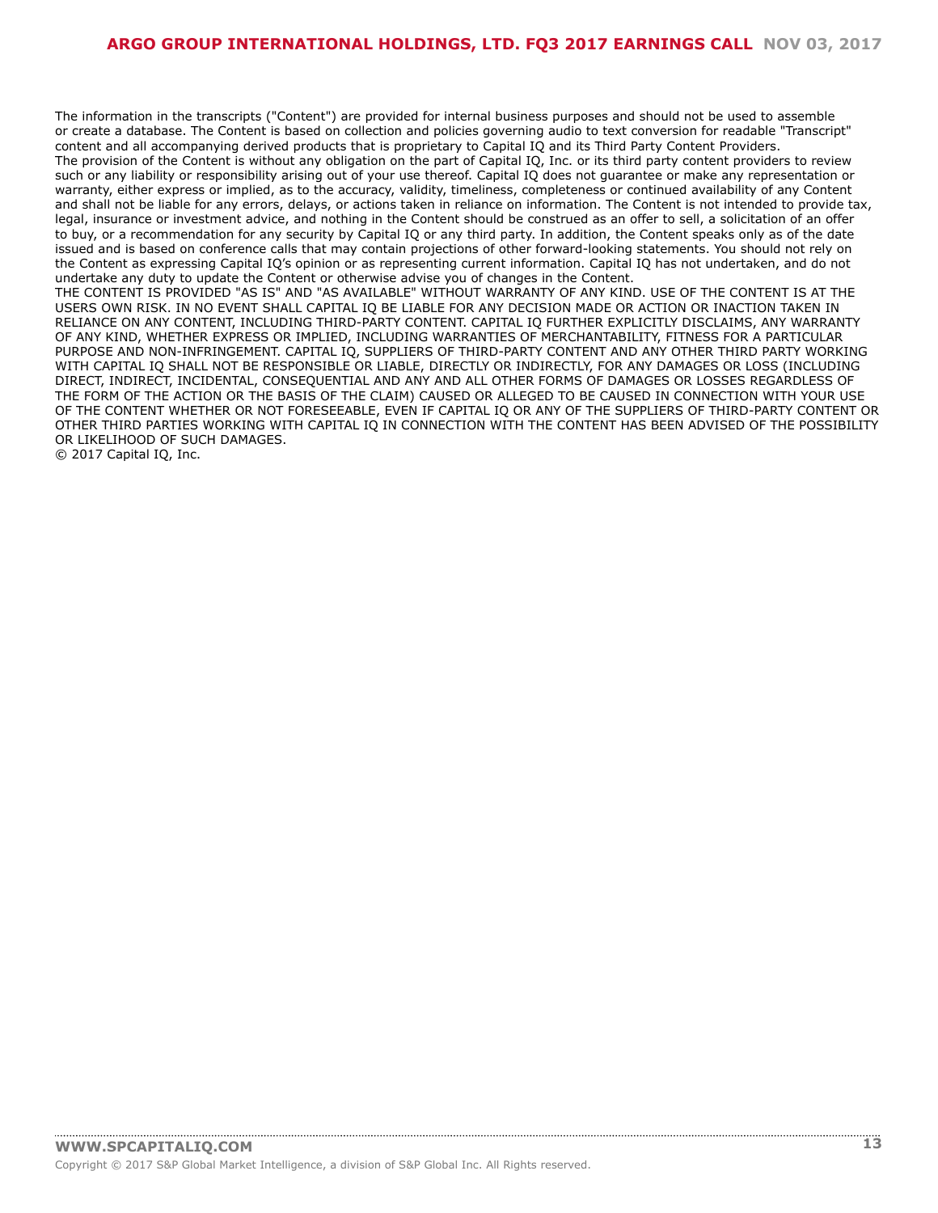The information in the transcripts ("Content") are provided for internal business purposes and should not be used to assemble or create a database. The Content is based on collection and policies governing audio to text conversion for readable "Transcript" content and all accompanying derived products that is proprietary to Capital IQ and its Third Party Content Providers.
The provision of the Content is without any obligation on the part of Capital IQ, Inc. or its third party content providers to review such or any liability or responsibility arising out of your use thereof. Capital IQ does not guarantee or make any representation or warranty, either express or implied, as to the accuracy, validity, timeliness, completeness or continued availability of any Content and shall not be liable for any errors, delays, or actions taken in reliance on information. The Content is not intended to provide tax, legal, insurance or investment advice, and nothing in the Content should be construed as an offer to sell, a solicitation of an offer to buy, or a recommendation for any security by Capital IQ or any third party. In addition, the Content speaks only as of the date issued and is based on conference calls that may contain projections of other forward-looking statements. You should not rely on the Content as expressing Capital IQ's opinion or as representing current information. Capital IQ has not undertaken, and do not undertake any duty to update the Content or otherwise advise you of changes in the Content.
THE CONTENT IS PROVIDED "AS IS" AND "AS AVAILABLE" WITHOUT WARRANTY OF ANY KIND. USE OF THE CONTENT IS AT THE USERS OWN RISK. IN NO EVENT SHALL CAPITAL IQ BE LIABLE FOR ANY DECISION MADE OR ACTION OR INACTION TAKEN IN RELIANCE ON ANY CONTENT, INCLUDING THIRD-PARTY CONTENT. CAPITAL IQ FURTHER EXPLICITLY DISCLAIMS, ANY WARRANTY OF ANY KIND, WHETHER EXPRESS OR IMPLIED, INCLUDING WARRANTIES OF MERCHANTABILITY, FITNESS FOR A PARTICULAR PURPOSE AND NON-INFRINGEMENT. CAPITAL IQ, SUPPLIERS OF THIRD-PARTY CONTENT AND ANY OTHER THIRD PARTY WORKING WITH CAPITAL IQ SHALL NOT BE RESPONSIBLE OR LIABLE, DIRECTLY OR INDIRECTLY, FOR ANY DAMAGES OR LOSS (INCLUDING DIRECT, INDIRECT, INCIDENTAL, CONSEQUENTIAL AND ANY AND ALL OTHER FORMS OF DAMAGES OR LOSSES REGARDLESS OF THE FORM OF THE ACTION OR THE BASIS OF THE CLAIM) CAUSED OR ALLEGED TO BE CAUSED IN CONNECTION WITH YOUR USE OF THE CONTENT WHETHER OR NOT FORESEEABLE, EVEN IF CAPITAL IQ OR ANY OF THE SUPPLIERS OF THIRD-PARTY CONTENT OR OTHER THIRD PARTIES WORKING WITH CAPITAL IQ IN CONNECTION WITH THE CONTENT HAS BEEN ADVISED OF THE POSSIBILITY OR LIKELIHOOD OF SUCH DAMAGES.
© 2017 Capital IQ, Inc.